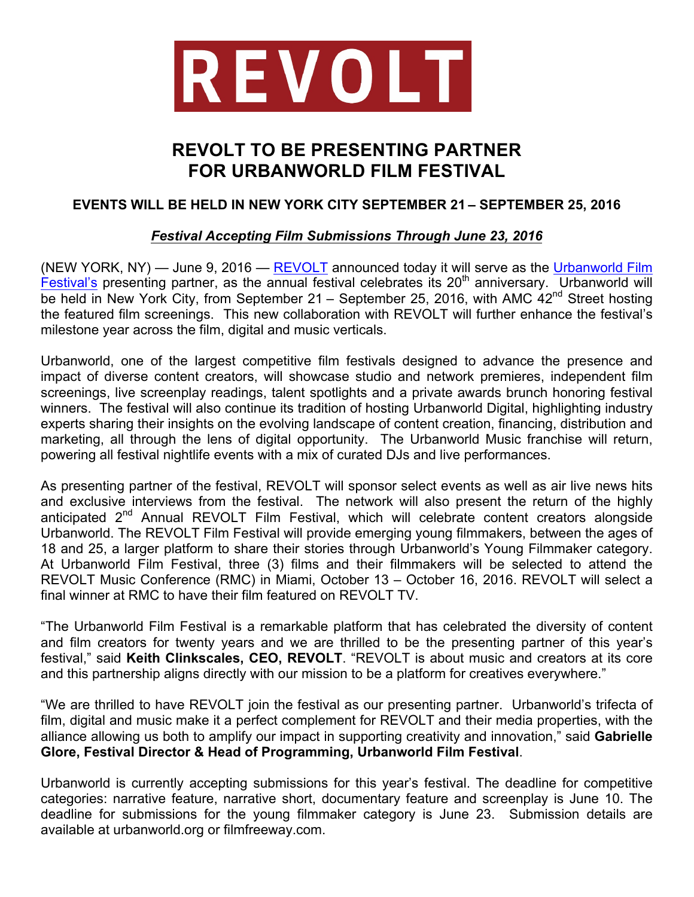# REVOLT

## REVOLT TO BE PRESENTING PARTNER FOR URBANWORLD FILM FESTIVAL

### EVENTS WILL BE HELD IN NEW YORK CITY SEPTEMBER 21 – SEPTEMBER 25, 2016

***Festival Accepting Film Submissions Through June 23, 2016***

(NEW YORK, NY) — June 9, 2016 — REVOLT announced today it will serve as the Urbanworld Film Festival's presenting partner, as the annual festival celebrates its 20th anniversary. Urbanworld will be held in New York City, from September 21 – September 25, 2016, with AMC 42nd Street hosting the featured film screenings. This new collaboration with REVOLT will further enhance the festival's milestone year across the film, digital and music verticals.

Urbanworld, one of the largest competitive film festivals designed to advance the presence and impact of diverse content creators, will showcase studio and network premieres, independent film screenings, live screenplay readings, talent spotlights and a private awards brunch honoring festival winners. The festival will also continue its tradition of hosting Urbanworld Digital, highlighting industry experts sharing their insights on the evolving landscape of content creation, financing, distribution and marketing, all through the lens of digital opportunity. The Urbanworld Music franchise will return, powering all festival nightlife events with a mix of curated DJs and live performances.

As presenting partner of the festival, REVOLT will sponsor select events as well as air live news hits and exclusive interviews from the festival. The network will also present the return of the highly anticipated 2nd Annual REVOLT Film Festival, which will celebrate content creators alongside Urbanworld. The REVOLT Film Festival will provide emerging young filmmakers, between the ages of 18 and 25, a larger platform to share their stories through Urbanworld's Young Filmmaker category. At Urbanworld Film Festival, three (3) films and their filmmakers will be selected to attend the REVOLT Music Conference (RMC) in Miami, October 13 – October 16, 2016. REVOLT will select a final winner at RMC to have their film featured on REVOLT TV.

"The Urbanworld Film Festival is a remarkable platform that has celebrated the diversity of content and film creators for twenty years and we are thrilled to be the presenting partner of this year's festival," said **Keith Clinkscales, CEO, REVOLT**. "REVOLT is about music and creators at its core and this partnership aligns directly with our mission to be a platform for creatives everywhere."

"We are thrilled to have REVOLT join the festival as our presenting partner. Urbanworld's trifecta of film, digital and music make it a perfect complement for REVOLT and their media properties, with the alliance allowing us both to amplify our impact in supporting creativity and innovation," said **Gabrielle Glore, Festival Director & Head of Programming, Urbanworld Film Festival**.

Urbanworld is currently accepting submissions for this year's festival. The deadline for competitive categories: narrative feature, narrative short, documentary feature and screenplay is June 10. The deadline for submissions for the young filmmaker category is June 23. Submission details are available at urbanworld.org or filmfreeway.com.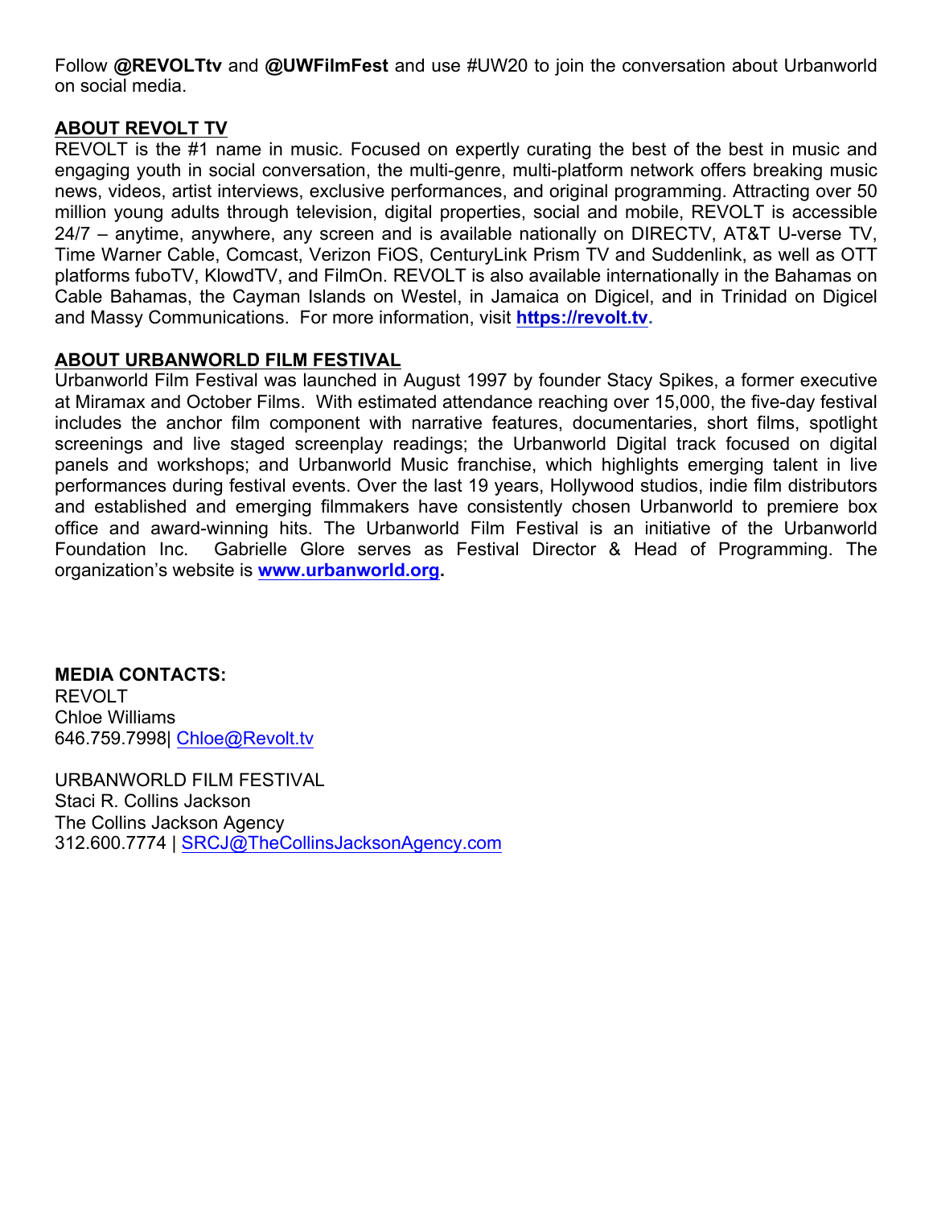Follow **@REVOLTtv** and **@UWFilmFest** and use #UW20 to join the conversation about Urbanworld on social media.

**ABOUT REVOLT TV**

REVOLT is the #1 name in music. Focused on expertly curating the best of the best in music and engaging youth in social conversation, the multi-genre, multi-platform network offers breaking music news, videos, artist interviews, exclusive performances, and original programming. Attracting over 50 million young adults through television, digital properties, social and mobile, REVOLT is accessible 24/7 – anytime, anywhere, any screen and is available nationally on DIRECTV, AT&T U-verse TV, Time Warner Cable, Comcast, Verizon FiOS, CenturyLink Prism TV and Suddenlink, as well as OTT platforms fuboTV, KlowdTV, and FilmOn. REVOLT is also available internationally in the Bahamas on Cable Bahamas, the Cayman Islands on Westel, in Jamaica on Digicel, and in Trinidad on Digicel and Massy Communications. For more information, visit **https://revolt.tv**.

**ABOUT URBANWORLD FILM FESTIVAL**

Urbanworld Film Festival was launched in August 1997 by founder Stacy Spikes, a former executive at Miramax and October Films. With estimated attendance reaching over 15,000, the five-day festival includes the anchor film component with narrative features, documentaries, short films, spotlight screenings and live staged screenplay readings; the Urbanworld Digital track focused on digital panels and workshops; and Urbanworld Music franchise, which highlights emerging talent in live performances during festival events. Over the last 19 years, Hollywood studios, indie film distributors and established and emerging filmmakers have consistently chosen Urbanworld to premiere box office and award-winning hits. The Urbanworld Film Festival is an initiative of the Urbanworld Foundation Inc. Gabrielle Glore serves as Festival Director & Head of Programming. The organization's website is **www.urbanworld.org.**

**MEDIA CONTACTS:**

REVOLT
Chloe Williams
646.759.7998| Chloe@Revolt.tv

URBANWORLD FILM FESTIVAL
Staci R. Collins Jackson
The Collins Jackson Agency
312.600.7774 | SRCJ@TheCollinsJacksonAgency.com